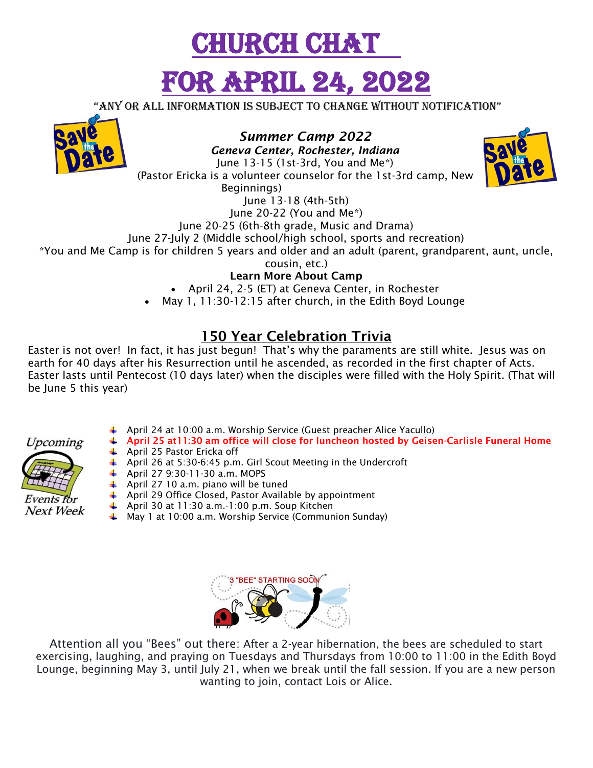# CHURCH CHAT

# FOR APRIL 24, 2022

"ANY OR ALL INFORMATION IS SUBJECT TO CHANGE WITHOUT NOTIFICATION"

***Summer Camp 2022***

***Geneva Center, Rochester, Indiana***

June 13-15 (1st-3rd, You and Me*)

(Pastor Ericka is a volunteer counselor for the 1st-3rd camp, New Beginnings)

June 13-18 (4th-5th)

June 20-22 (You and Me*)

June 20-25 (6th-8th grade, Music and Drama)

June 27-July 2 (Middle school/high school, sports and recreation)

*You and Me Camp is for children 5 years and older and an adult (parent, grandparent, aunt, uncle, cousin, etc.)

**Learn More About Camp**

- April 24, 2-5 (ET) at Geneva Center, in Rochester
- May 1, 11:30-12:15 after church, in the Edith Boyd Lounge

## 150 Year Celebration Trivia

Easter is not over! In fact, it has just begun! That's why the paraments are still white. Jesus was on earth for 40 days after his Resurrection until he ascended, as recorded in the first chapter of Acts. Easter lasts until Pentecost (10 days later) when the disciples were filled with the Holy Spirit. (That will be June 5 this year)

*Upcoming Events for Next Week*

- April 24 at 10:00 a.m. Worship Service (Guest preacher Alice Yacullo)
- **April 25 at11:30 am office will close for luncheon hosted by Geisen-Carlisle Funeral Home**
- April 25 Pastor Ericka off
- April 26 at 5:30-6:45 p.m. Girl Scout Meeting in the Undercroft
- April 27 9:30-11-30 a.m. MOPS
- April 27 10 a.m. piano will be tuned
- April 29 Office Closed, Pastor Available by appointment
- April 30 at 11:30 a.m.-1:00 p.m. Soup Kitchen
- May 1 at 10:00 a.m. Worship Service (Communion Sunday)

3 "BEE" STARTING SOON

Attention all you "Bees" out there: After a 2-year hibernation, the bees are scheduled to start exercising, laughing, and praying on Tuesdays and Thursdays from 10:00 to 11:00 in the Edith Boyd Lounge, beginning May 3, until July 21, when we break until the fall session. If you are a new person wanting to join, contact Lois or Alice.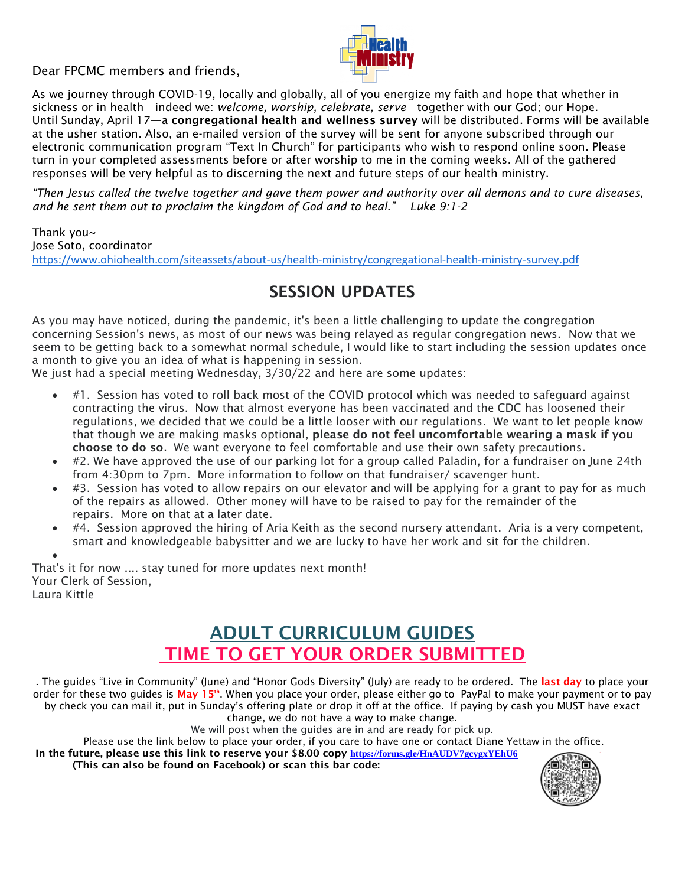Dear FPCMC members and friends,

As we journey through COVID-19, locally and globally, all of you energize my faith and hope that whether in sickness or in health—indeed we: *welcome, worship, celebrate, serve*—together with our God; our Hope. Until Sunday, April 17—a **congregational health and wellness survey** will be distributed. Forms will be available at the usher station. Also, an e-mailed version of the survey will be sent for anyone subscribed through our electronic communication program "Text In Church" for participants who wish to respond online soon. Please turn in your completed assessments before or after worship to me in the coming weeks. All of the gathered responses will be very helpful as to discerning the next and future steps of our health ministry.

*"Then Jesus called the twelve together and gave them power and authority over all demons and to cure diseases, and he sent them out to proclaim the kingdom of God and to heal." —Luke 9:1-2*

Thank you~
Jose Soto, coordinator
https://www.ohiohealth.com/siteassets/about-us/health-ministry/congregational-health-ministry-survey.pdf

## SESSION UPDATES

As you may have noticed, during the pandemic, it's been a little challenging to update the congregation concerning Session's news, as most of our news was being relayed as regular congregation news. Now that we seem to be getting back to a somewhat normal schedule, I would like to start including the session updates once a month to give you an idea of what is happening in session.
We just had a special meeting Wednesday, 3/30/22 and here are some updates:

- #1. Session has voted to roll back most of the COVID protocol which was needed to safeguard against contracting the virus. Now that almost everyone has been vaccinated and the CDC has loosened their regulations, we decided that we could be a little looser with our regulations. We want to let people know that though we are making masks optional, **please do not feel uncomfortable wearing a mask if you choose to do so**. We want everyone to feel comfortable and use their own safety precautions.
- #2. We have approved the use of our parking lot for a group called Paladin, for a fundraiser on June 24th from 4:30pm to 7pm. More information to follow on that fundraiser/ scavenger hunt.
- #3. Session has voted to allow repairs on our elevator and will be applying for a grant to pay for as much of the repairs as allowed. Other money will have to be raised to pay for the remainder of the repairs. More on that at a later date.
- #4. Session approved the hiring of Aria Keith as the second nursery attendant. Aria is a very competent, smart and knowledgeable babysitter and we are lucky to have her work and sit for the children.

That's it for now .... stay tuned for more updates next month!
Your Clerk of Session,
Laura Kittle

## ADULT CURRICULUM GUIDES
## TIME TO GET YOUR ORDER SUBMITTED

. The guides "Live in Community" (June) and "Honor Gods Diversity" (July) are ready to be ordered. The **last day** to place your order for these two guides is **May 15th**. When you place your order, please either go to PayPal to make your payment or to pay by check you can mail it, put in Sunday's offering plate or drop it off at the office. If paying by cash you MUST have exact change, we do not have a way to make change.

We will post when the guides are in and are ready for pick up.

Please use the link below to place your order, if you care to have one or contact Diane Yettaw in the office.

**In the future, please use this link to reserve your $8.00 copy https://forms.gle/HnAUDV7gcygxYEhU6**
**(This can also be found on Facebook) or scan this bar code:**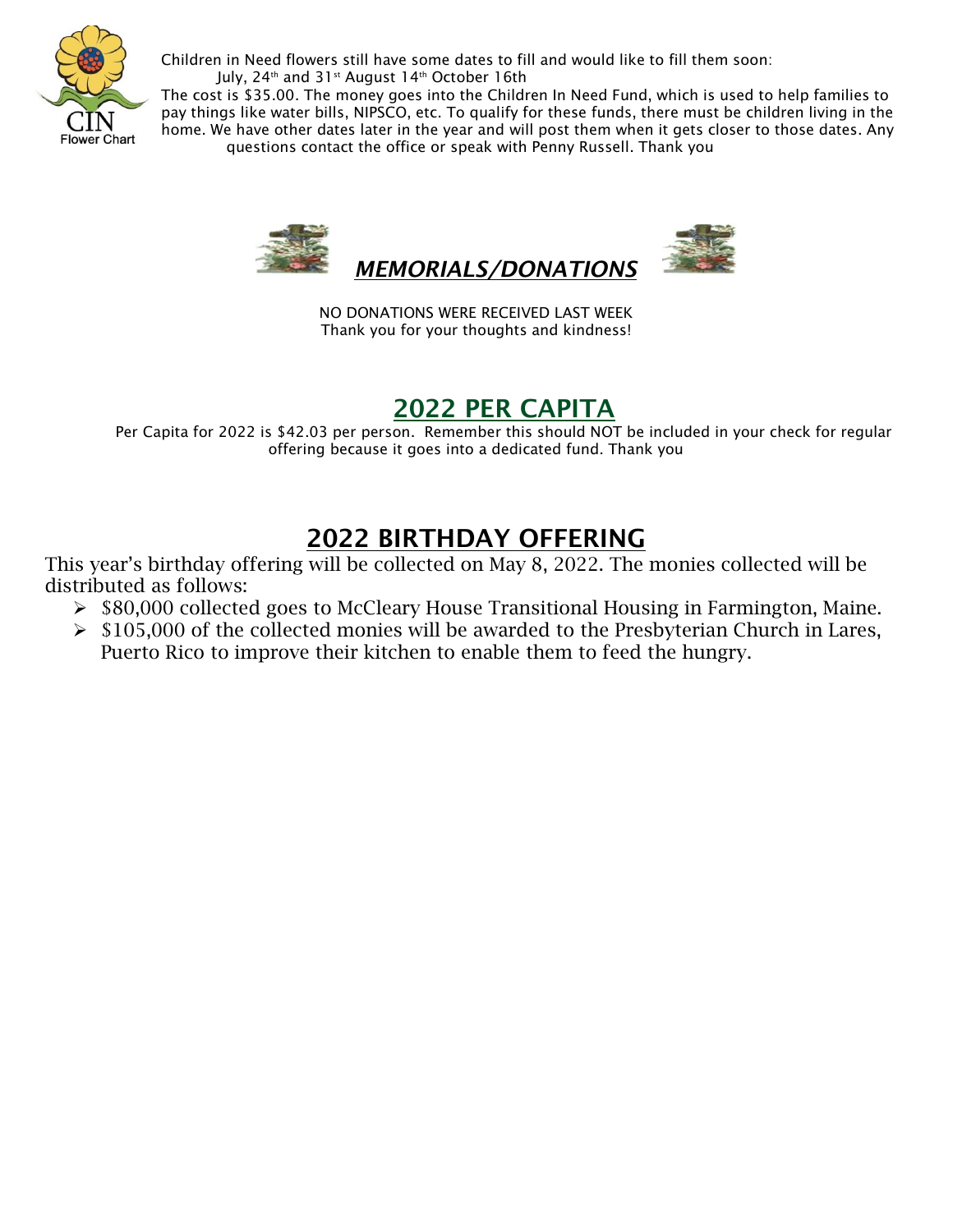CIN Flower Chart

Children in Need flowers still have some dates to fill and would like to fill them soon:
July, 24th and 31st August 14th October 16th
The cost is $35.00. The money goes into the Children In Need Fund, which is used to help families to pay things like water bills, NIPSCO, etc. To qualify for these funds, there must be children living in the home. We have other dates later in the year and will post them when it gets closer to those dates. Any questions contact the office or speak with Penny Russell. Thank you

## ***MEMORIALS/DONATIONS***

NO DONATIONS WERE RECEIVED LAST WEEK
Thank you for your thoughts and kindness!

## 2022 PER CAPITA

Per Capita for 2022 is $42.03 per person. Remember this should NOT be included in your check for regular offering because it goes into a dedicated fund. Thank you

## 2022 BIRTHDAY OFFERING

This year's birthday offering will be collected on May 8, 2022. The monies collected will be distributed as follows:

- $80,000 collected goes to McCleary House Transitional Housing in Farmington, Maine.
- $105,000 of the collected monies will be awarded to the Presbyterian Church in Lares, Puerto Rico to improve their kitchen to enable them to feed the hungry.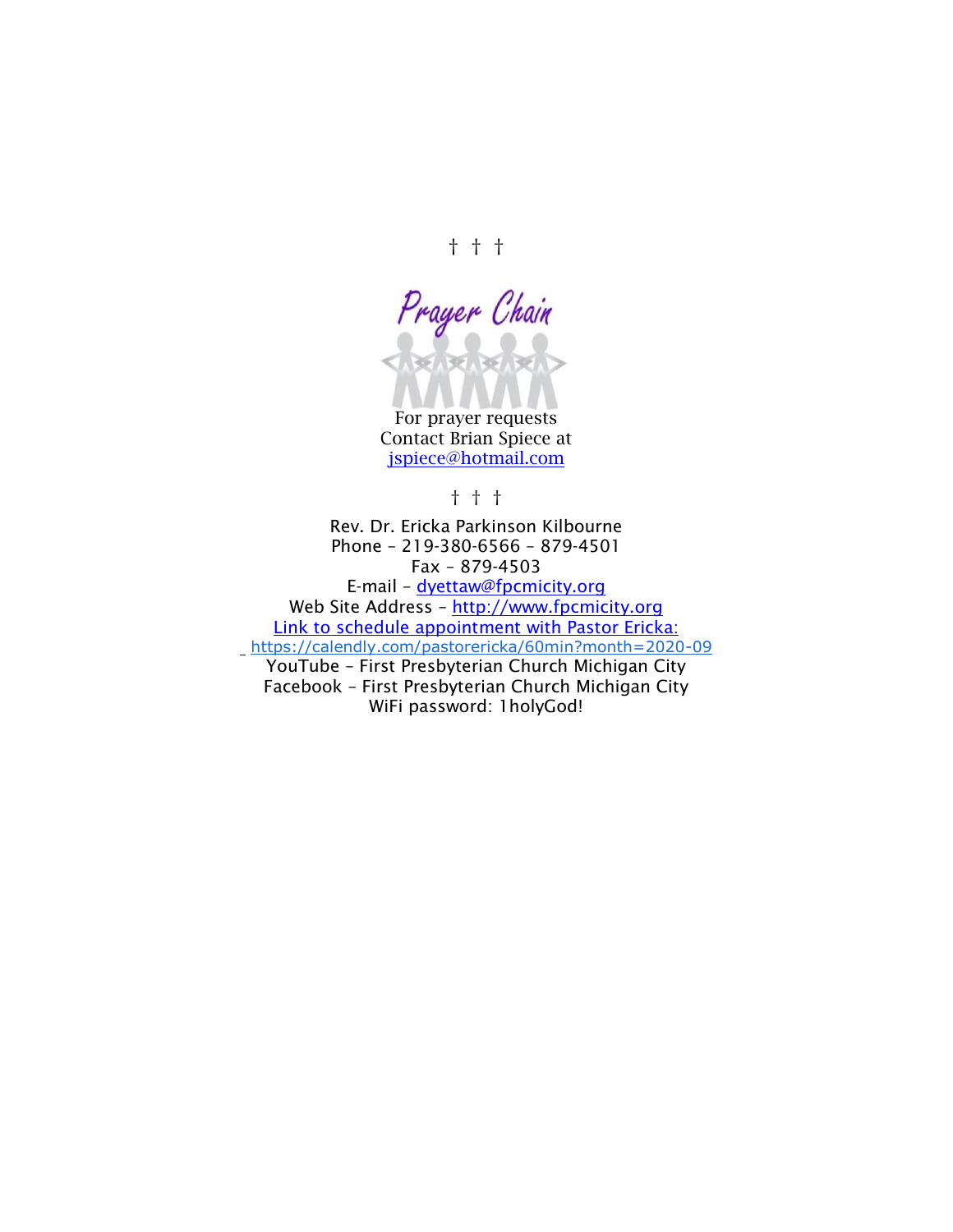† † †

Prayer Chain

For prayer requests
Contact Brian Spiece at
jspiece@hotmail.com

† † †

Rev. Dr. Ericka Parkinson Kilbourne
Phone – 219-380-6566 – 879-4501
Fax – 879-4503
E-mail – dyettaw@fpcmicity.org
Web Site Address – http://www.fpcmicity.org
Link to schedule appointment with Pastor Ericka:
https://calendly.com/pastorericka/60min?month=2020-09
YouTube – First Presbyterian Church Michigan City
Facebook – First Presbyterian Church Michigan City
WiFi password: 1holyGod!